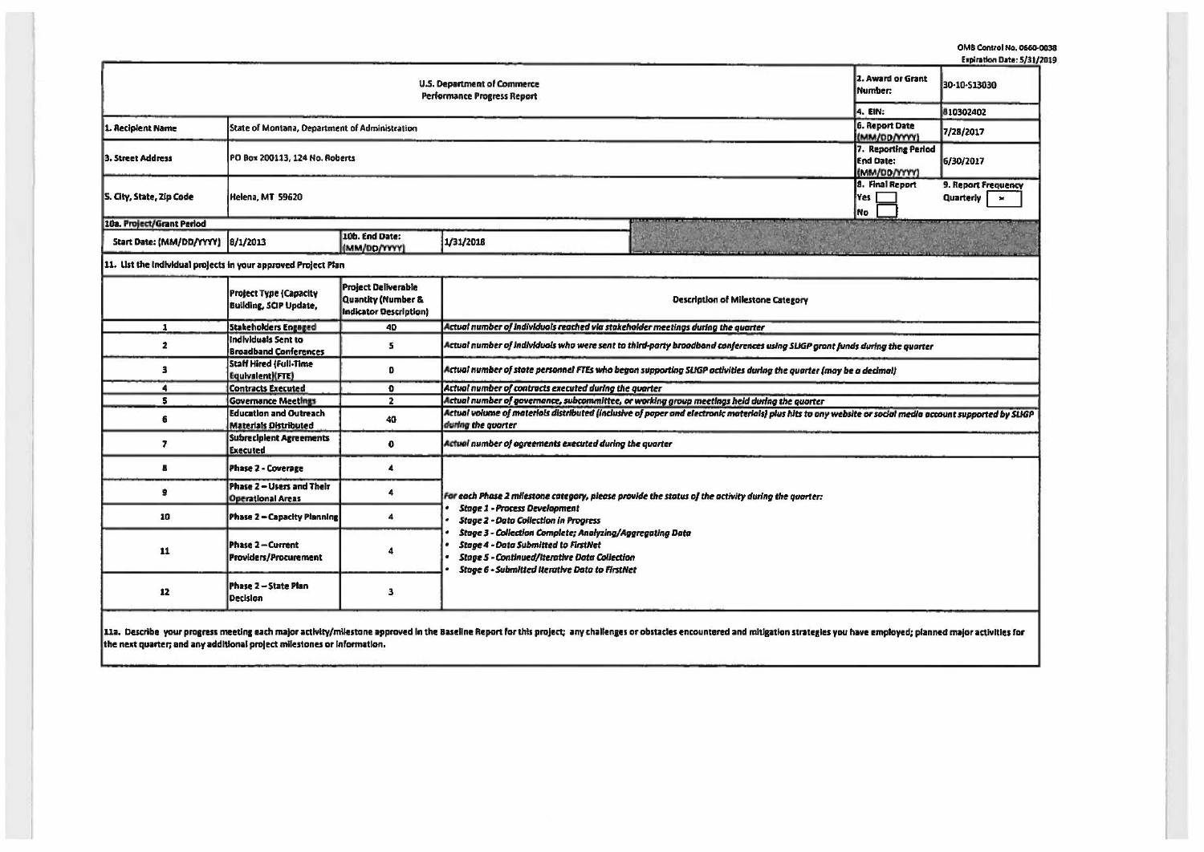OMB Control No. 0660-0038
Expiration Date: 5/31/2019

| U.S. Department of Commerce Performance Progress Report | | | | 2. Award or Grant Number: | 30-10-S13030 |
|---|---|---|---|---|---|
| | | | | 4. EIN: | 810302402 |
| 1. Recipient Name | State of Montana, Department of Administration | | | 6. Report Date (MM/DD/YYYY) | 7/28/2017 |
| 3. Street Address | PO Box 200113, 124 No. Roberts | | | 7. Reporting Period End Date: (MM/DD/YYYY) | 6/30/2017 |
| 5. City, State, Zip Code | Helena, MT 59620 | | | 8. Final Report Yes [ ] No [ ] | 9. Report Frequency Quarterly [x] |
| 10a. Project/Grant Period | | | | | |
| Start Date: (MM/DD/YYYY) | 8/1/2013 | 10b. End Date: (MM/DD/YYYY) | 1/31/2018 | | |

11. List the individual projects in your approved Project Plan

| | Project Type (Capacity Building, SCIP Update, | Project Deliverable Quantity (Number & Indicator Description) | Description of Milestone Category |
|---|---|---|---|
| 1 | Stakeholders Engaged | 40 | *Actual number of individuals reached via stakeholder meetings during the quarter* |
| 2 | Individuals Sent to Broadband Conferences | 5 | *Actual number of individuals who were sent to third-party broadband conferences using SLIGP grant funds during the quarter* |
| 3 | Staff Hired (Full-Time Equivalent)(FTE) | 0 | *Actual number of state personnel FTEs who began supporting SLIGP activities during the quarter (may be a decimal)* |
| 4 | Contracts Executed | 0 | *Actual number of contracts executed during the quarter* |
| 5 | Governance Meetings | 2 | *Actual number of governance, subcommittee, or working group meetings held during the quarter* |
| 6 | Education and Outreach Materials Distributed | 40 | *Actual volume of materials distributed (inclusive of paper and electronic materials) plus hits to any website or social media account supported by SLIGP during the quarter* |
| 7 | Subrecipient Agreements Executed | 0 | *Actual number of agreements executed during the quarter* |
| 8 | Phase 2 - Coverage | 4 | *For each Phase 2 milestone category, please provide the status of the activity during the quarter:*<br>• *Stage 1 - Process Development*<br>• *Stage 2 - Data Collection in Progress*<br>• *Stage 3 - Collection Complete; Analyzing/Aggregating Data*<br>• *Stage 4 - Data Submitted to FirstNet*<br>• *Stage 5 - Continued/Iterative Data Collection*<br>• *Stage 6 - Submitted Iterative Data to FirstNet* |
| 9 | Phase 2 – Users and Their Operational Areas | 4 | |
| 10 | Phase 2 – Capacity Planning | 4 | |
| 11 | Phase 2 – Current Providers/Procurement | 4 | |
| 12 | Phase 2 – State Plan Decision | 3 | |

11a. Describe your progress meeting each major activity/milestone approved in the Baseline Report for this project; any challenges or obstacles encountered and mitigation strategies you have employed; planned major activities for the next quarter; and any additional project milestones or information.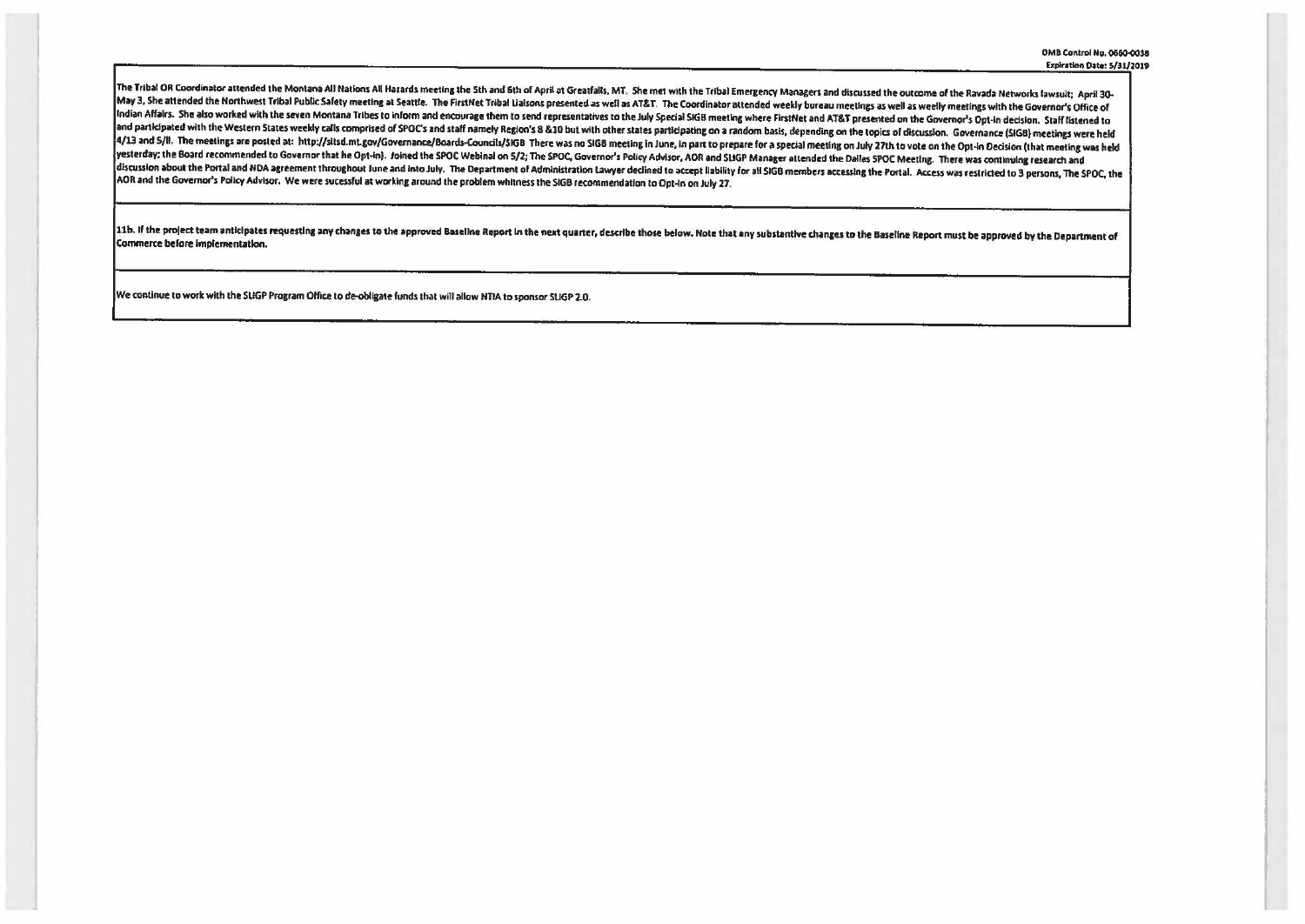OMB Control No. 0660-0038
Expiration Date: 5/31/2019

The Tribal OR Coordinator attended the Montana All Nations All Hazards meeting the 5th and 6th of April at Greatfalls, MT. She met with the Tribal Emergency Managers and discussed the outcome of the Ravada Networks lawsuit; April 30-May 3, She attended the Northwest Tribal Public Safety meeting at Seattle. The FirstNet Tribal Liaisons presented as well as AT&T. The Coordinator attended weekly bureau meetings as well as weelly meetings with the Governor's Office of Indian Affairs. She also worked with the seven Montana Tribes to inform and encourage them to send representatives to the July Special SIGB meeting where FirstNet and AT&T presented on the Governor's Opt-In decision. Staff listened to and participated with the Western States weekly calls comprised of SPOC's and staff namely Region's 8 &10 but with other states participating on a random basis, depending on the topics of discussion. Governance (SIGB) meetings were held 4/13 and 5/ll. The meetings are posted at: http://sitsd.mt.gov/Governance/Boards-Councils/SIGB There was no SIGB meeting in June, in part to prepare for a special meeting on July 27th to vote on the Opt-In Decision (that meeting was held yesterday; the Board recommended to Governor that he Opt-in). Joined the SPOC Webinal on 5/2; The SPOC, Governor's Policy Advisor, AOR and SLIGP Manager attended the Dalles SPOC Meeting. There was continuing research and discussion about the Portal and NDA agreement throughout June and into July. The Department of Administration Lawyer declined to accept liability for all SIGB members accessing the Portal. Access was restricted to 3 persons, The SPOC, the AOR and the Governor's Policy Advisor. We were sucessful at working around the problem whitness the SIGB recommendation to Opt-In on July 27.

**11b. If the project team anticipates requesting any changes to the approved Baseline Report in the next quarter, describe those below. Note that any substantive changes to the Baseline Report must be approved by the Department of Commerce before implementation.**

We continue to work with the SLIGP Program Office to de-obligate funds that will allow NTIA to sponsor SLIGP 2.0.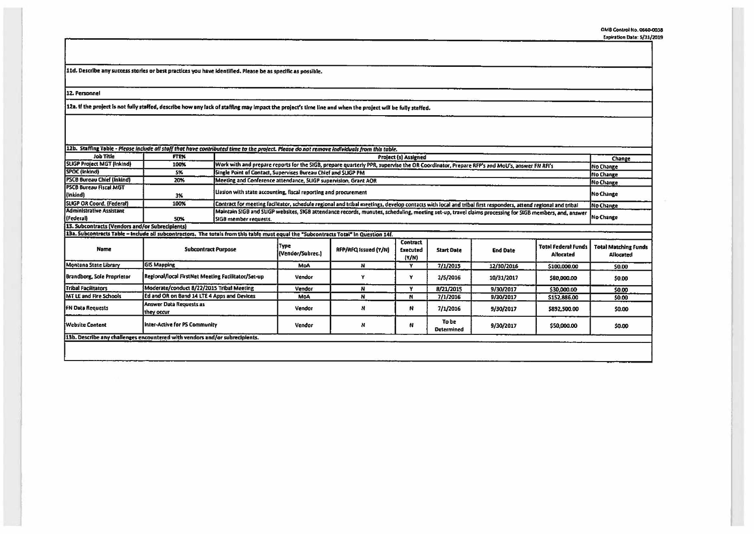11d. Describe any success stories or best practices you have identified. Please be as specific as possible.

12. Personnel

12a. If the project is not fully staffed, describe how any lack of staffing may impact the project's time line and when the project will be fully staffed.

12b. Staffing Table - *Please include all staff that have contributed time to the project. Please do not remove individuals from this table.*

| Job Title | FTE% | Project (s) Assigned | Change |
|---|---|---|---|
| SLIGP Project MGT (Inkind) | 100% | Work with and prepare reports for the SIGB, prepare quarterly PPR, supervise the OR Coordinator, Prepare RFP's and MoU's, answer FN RFI's | No Change |
| SPOC (Inkind) | 5% | Single Point of Contact, Supervises Bureau Chief and SLIGP PM | No Change |
| PSCB Bureau Chief (Inkind) | 20% | Meeting and Conference attendance, SLIGP supervision, Grant AOR | No Change |
| PSCB Bureau Fiscal MGT (Inkind) | 3% | Liasion with state accounting, fiscal reporting and procurement | No Change |
| SLIGP OR Coord. (Federal) | 100% | Contract for meeting facilitator, schedule regional and tribal meetings, develop contacts with local and tribal first responders, attend regional and tribal | No Change |
| Administrative Assistant (Federal) | 50% | Maintain SIGB and SLIGP websites, SIGB attendance records, munutes, scheduling, meeting set-up, travel claims processing for SIGB members, and, answer SIGB member requests. | No Change |

13. Subcontracts (Vendors and/or Subrecipients)

13a. Subcontracts Table – Include all subcontractors. The totals from this table must equal the "Subcontracts Total" in Question 14f.

| Name | Subcontract Purpose | Type (Vendor/Subrec.) | RFP/RFQ Issued (Y/N) | Contract Executed (Y/N) | Start Date | End Date | Total Federal Funds Allocated | Total Matching Funds Allocated |
|---|---|---|---|---|---|---|---|---|
| Montana State Library | GIS Mapping | MoA | N | Y | 7/1/2015 | 12/30/2016 | $100,000.00 | $0.00 |
| Brandborg, Sole Proprietor | Regional/local FirstNet Meeting Facilitator/Set-up | Vendor | Y | Y | 2/5/2016 | 10/31/2017 | $80,000.00 | $0.00 |
| Tribal Facilitators | Moderate/conduct 8/22/2015 Tribal Meeting | Vendor | N | Y | 8/21/2015 | 9/30/2017 | $30,000.00 | $0.00 |
| MT LE and Fire Schools | Ed and OR on Band 14 LTE 4 Apps and Devices | MoA | N | N | 7/1/2016 | 9/30/2017 | $152,886.00 | $0.00 |
| FN Data Requests | Answer Data Requests as they occur | Vendor | N | N | 7/1/2016 | 9/30/2017 | $892,500.00 | $0.00 |
| Website Content | Inter-Active for PS Community | Vendor | N | N | To be Determined | 9/30/2017 | $50,000.00 | $0.00 |

13b. Describe any challenges encountered with vendors and/or subrecipients.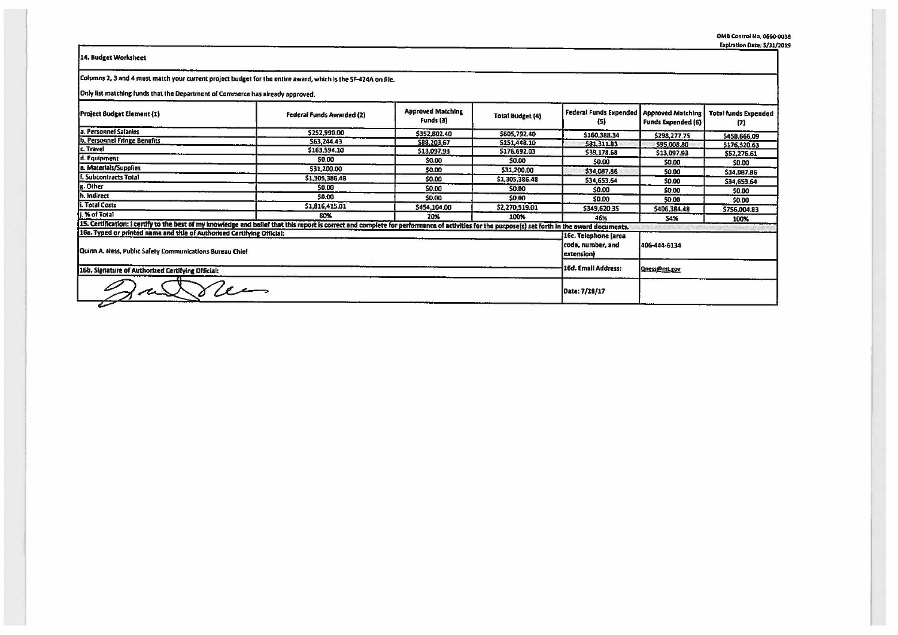OMB Control No. 0660-0038
Expiration Date: 5/31/2019

## 14. Budget Worksheet

Columns 2, 3 and 4 must match your current project budget for the entire award, which is the SF-424A on file.

Only list matching funds that the Department of Commerce has already approved.

| Project Budget Element (1) | Federal Funds Awarded (2) | Approved Matching Funds (3) | Total Budget (4) | Federal Funds Expended (5) | Approved Matching Funds Expended (6) | Total funds Expended (7) |
|---|---|---|---|---|---|---|
| a. Personnel Salaries | $252,990.00 | $352,802.40 | $605,792.40 | $160,388.34 | $298,277.75 | $458,666.09 |
| b. Personnel Fringe Benefits | $63,244.43 | $88,203.67 | $151,448.10 | $81,311.83 | $95,008.80 | $176,320.63 |
| c. Travel | $163,594.10 | $13,097.93 | $176,692.03 | $39,178.68 | $13,097.93 | $52,276.61 |
| d. Equipment | $0.00 | $0.00 | $0.00 | $0.00 | $0.00 | $0.00 |
| e. Materials/Supplies | $31,200.00 | $0.00 | $31,200.00 | $34,087.86 | $0.00 | $34,087.86 |
| f. Subcontracts Total | $1,305,386.48 | $0.00 | $1,305,386.48 | $34,653.64 | $0.00 | $34,653.64 |
| g. Other | $0.00 | $0.00 | $0.00 | $0.00 | $0.00 | $0.00 |
| h. Indirect | $0.00 | $0.00 | $0.00 | $0.00 | $0.00 | $0.00 |
| i. Total Costs | $1,816,415.01 | $454,104.00 | $2,270,519.01 | $349,620.35 | $406,384.48 | $756,004.83 |
| j. % of Total | 80% | 20% | 100% | 46% | 54% | 100% |

15. Certification: I certify to the best of my knowledge and belief that this report is correct and complete for performance of activities for the purpose(s) set forth in the award documents.

| | | |
|---|---|---|
| 16a. Typed or printed name and title of Authorized Certifying Official: Quinn A. Ness, Public Safety Communications Bureau Chief | 16c. Telephone (area code, number, and extension) | 406-444-6134 |
| 16b. Signature of Authorized Certifying Official: | 16d. Email Address: | Qness@mt.gov |
| | Date: 7/28/17 | |